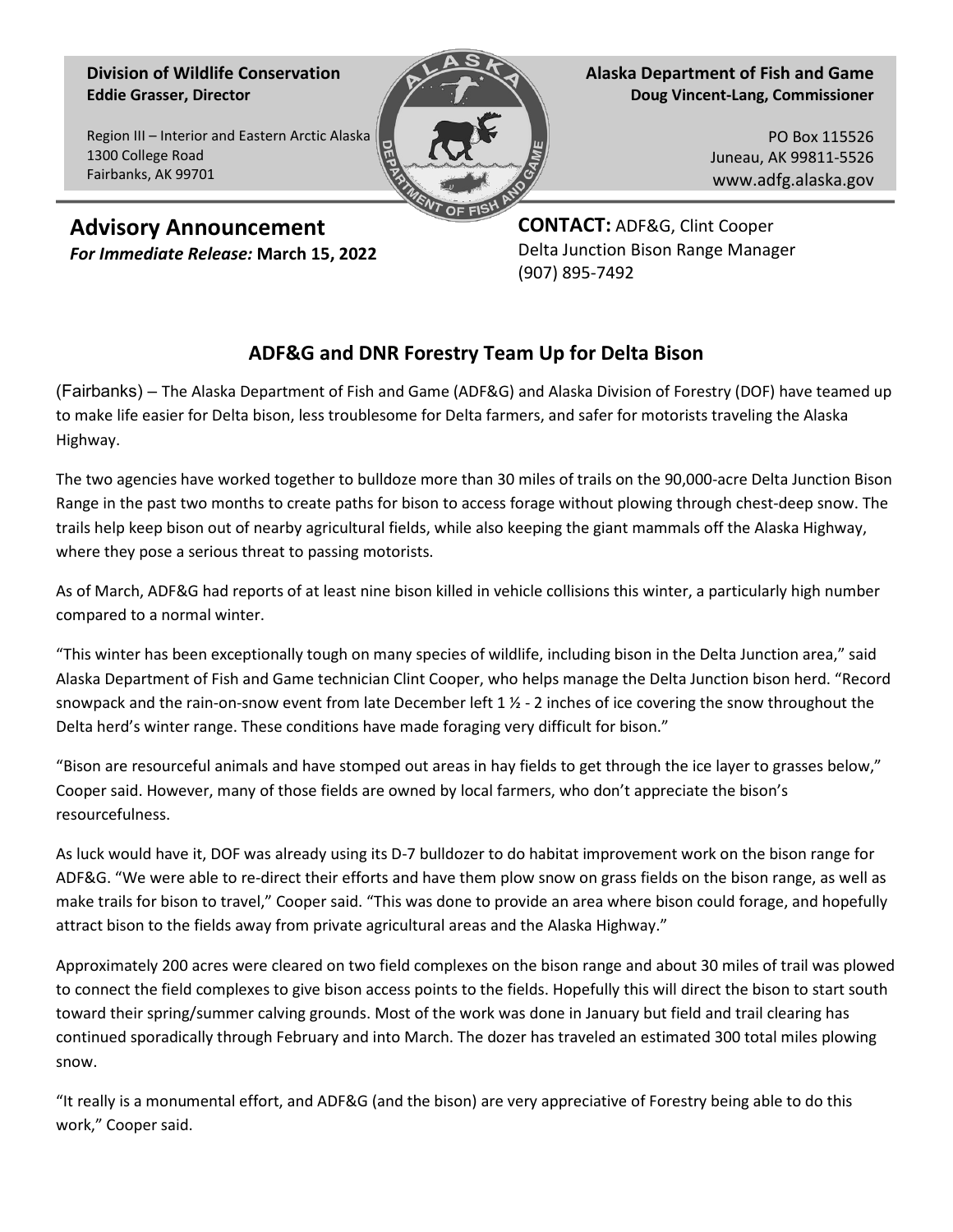**Division of Wildlife Conservation**
**Eddie Grasser, Director**

Region III – Interior and Eastern Arctic Alaska
1300 College Road
Fairbanks, AK 99701

**Alaska Department of Fish and Game**
**Doug Vincent-Lang, Commissioner**

PO Box 115526
Juneau, AK 99811-5526
www.adfg.alaska.gov

## Advisory Announcement

***For Immediate Release:* March 15, 2022**

**CONTACT:** ADF&G, Clint Cooper
Delta Junction Bison Range Manager
(907) 895-7492

# ADF&G and DNR Forestry Team Up for Delta Bison

(Fairbanks) – The Alaska Department of Fish and Game (ADF&G) and Alaska Division of Forestry (DOF) have teamed up to make life easier for Delta bison, less troublesome for Delta farmers, and safer for motorists traveling the Alaska Highway.

The two agencies have worked together to bulldoze more than 30 miles of trails on the 90,000-acre Delta Junction Bison Range in the past two months to create paths for bison to access forage without plowing through chest-deep snow. The trails help keep bison out of nearby agricultural fields, while also keeping the giant mammals off the Alaska Highway, where they pose a serious threat to passing motorists.

As of March, ADF&G had reports of at least nine bison killed in vehicle collisions this winter, a particularly high number compared to a normal winter.

"This winter has been exceptionally tough on many species of wildlife, including bison in the Delta Junction area," said Alaska Department of Fish and Game technician Clint Cooper, who helps manage the Delta Junction bison herd. "Record snowpack and the rain-on-snow event from late December left 1 ½ - 2 inches of ice covering the snow throughout the Delta herd's winter range. These conditions have made foraging very difficult for bison."

"Bison are resourceful animals and have stomped out areas in hay fields to get through the ice layer to grasses below," Cooper said. However, many of those fields are owned by local farmers, who don't appreciate the bison's resourcefulness.

As luck would have it, DOF was already using its D-7 bulldozer to do habitat improvement work on the bison range for ADF&G. "We were able to re-direct their efforts and have them plow snow on grass fields on the bison range, as well as make trails for bison to travel," Cooper said. "This was done to provide an area where bison could forage, and hopefully attract bison to the fields away from private agricultural areas and the Alaska Highway."

Approximately 200 acres were cleared on two field complexes on the bison range and about 30 miles of trail was plowed to connect the field complexes to give bison access points to the fields. Hopefully this will direct the bison to start south toward their spring/summer calving grounds. Most of the work was done in January but field and trail clearing has continued sporadically through February and into March. The dozer has traveled an estimated 300 total miles plowing snow.

"It really is a monumental effort, and ADF&G (and the bison) are very appreciative of Forestry being able to do this work," Cooper said.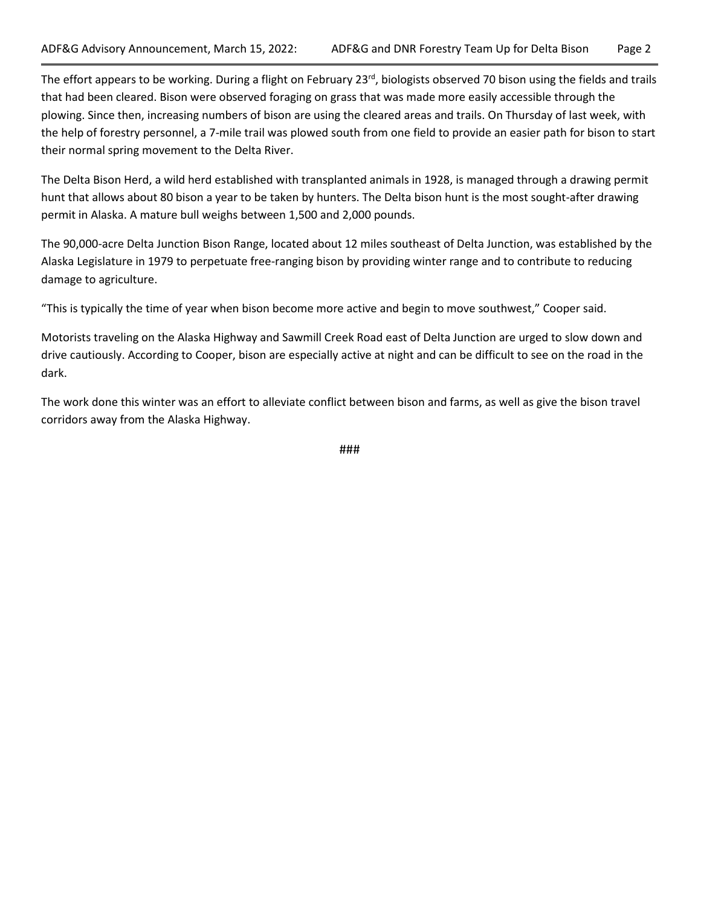The effort appears to be working. During a flight on February 23rd, biologists observed 70 bison using the fields and trails that had been cleared. Bison were observed foraging on grass that was made more easily accessible through the plowing. Since then, increasing numbers of bison are using the cleared areas and trails. On Thursday of last week, with the help of forestry personnel, a 7-mile trail was plowed south from one field to provide an easier path for bison to start their normal spring movement to the Delta River.

The Delta Bison Herd, a wild herd established with transplanted animals in 1928, is managed through a drawing permit hunt that allows about 80 bison a year to be taken by hunters. The Delta bison hunt is the most sought-after drawing permit in Alaska. A mature bull weighs between 1,500 and 2,000 pounds.

The 90,000-acre Delta Junction Bison Range, located about 12 miles southeast of Delta Junction, was established by the Alaska Legislature in 1979 to perpetuate free-ranging bison by providing winter range and to contribute to reducing damage to agriculture.

"This is typically the time of year when bison become more active and begin to move southwest," Cooper said.

Motorists traveling on the Alaska Highway and Sawmill Creek Road east of Delta Junction are urged to slow down and drive cautiously. According to Cooper, bison are especially active at night and can be difficult to see on the road in the dark.

The work done this winter was an effort to alleviate conflict between bison and farms, as well as give the bison travel corridors away from the Alaska Highway.

###